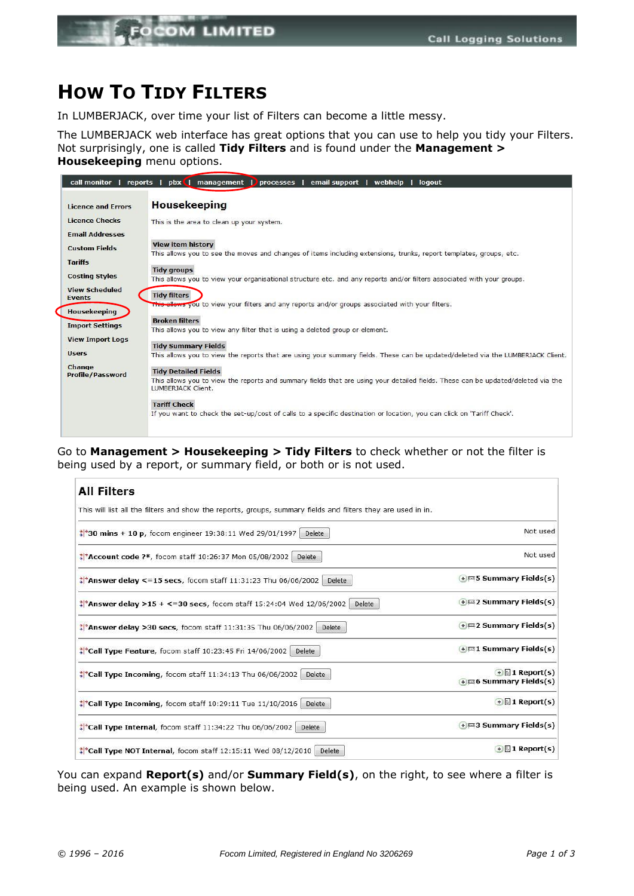# HOW TO TIDY FILTERS

In LUMBERJACK, over time your list of Filters can become a little messy.

The LUMBERJACK web interface has great options that you can use to help you tidy your Filters. Not surprisingly, one is called **Tidy Filters** and is found under the **Management > Housekeeping** menu options.

call monitor | reports | pbx | management | processes | email support | webhelp | logout

- Licence and Errors
- Licence Checks
- Email Addresses
- Custom Fields
- Tariffs
- Costing Styles
- View Scheduled Events
- Housekeeping
- Import Settings
- View Import Logs
- Users
- Change Profile/Password

## Housekeeping

This is the area to clean up your system.

**View item history**
This allows you to see the moves and changes of items including extensions, trunks, report templates, groups, etc.

**Tidy groups**
This allows you to view your organisational structure etc. and any reports and/or filters associated with your groups.

**Tidy filters**
This allows you to view your filters and any reports and/or groups associated with your filters.

**Broken filters**
This allows you to view any filter that is using a deleted group or element.

**Tidy Summary Fields**
This allows you to view the reports that are using your summary fields. These can be updated/deleted via the LUMBERJACK Client.

**Tidy Detailed Fields**
This allows you to view the reports and summary fields that are using your detailed fields. These can be updated/deleted via the LUMBERJACK Client.

**Tariff Check**
If you want to check the set-up/cost of calls to a specific destination or location, you can click on 'Tariff Check'.

Go to **Management > Housekeeping > Tidy Filters** to check whether or not the filter is being used by a report, or summary field, or both or is not used.

## All Filters

This will list all the filters and show the reports, groups, summary fields and filters they are used in in.

| Filter | Usage |
|---|---|
| *30 mins + 10 p, focom engineer 19:38:11 Wed 29/01/1997 [Delete] | Not used |
| *Account code ?*, focom staff 10:26:37 Mon 05/08/2002 [Delete] | Not used |
| *Answer delay <=15 secs, focom staff 11:31:23 Thu 06/06/2002 [Delete] | 5 Summary Fields(s) |
| *Answer delay >15 + <=30 secs, focom staff 15:24:04 Wed 12/06/2002 [Delete] | 2 Summary Fields(s) |
| *Answer delay >30 secs, focom staff 11:31:35 Thu 06/06/2002 [Delete] | 2 Summary Fields(s) |
| *Call Type Feature, focom staff 10:23:45 Fri 14/06/2002 [Delete] | 1 Summary Fields(s) |
| *Call Type Incoming, focom staff 11:34:13 Thu 06/06/2002 [Delete] | 1 Report(s)<br>6 Summary Fields(s) |
| *Call Type Incoming, focom staff 10:29:11 Tue 11/10/2016 [Delete] | 1 Report(s) |
| *Call Type Internal, focom staff 11:34:22 Thu 06/06/2002 [Delete] | 3 Summary Fields(s) |
| *Call Type NOT Internal, focom staff 12:15:11 Wed 08/12/2010 [Delete] | 1 Report(s) |

You can expand **Report(s)** and/or **Summary Field(s)**, on the right, to see where a filter is being used. An example is shown below.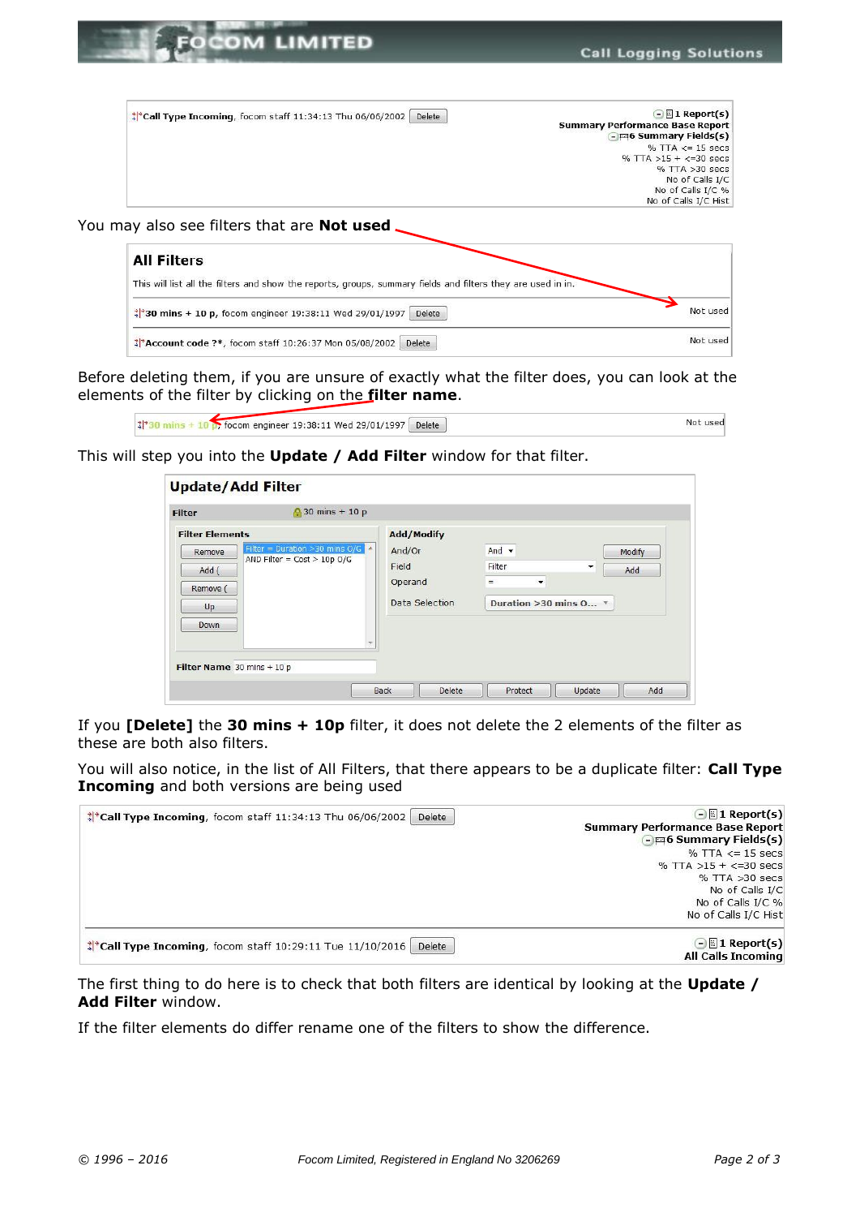Call Type Incoming, focom staff 11:34:13 Thu 06/06/2002 Delete

1 Report(s)
Summary Performance Base Report
6 Summary Fields(s)
% TTA <= 15 secs
% TTA >15 + <=30 secs
% TTA >30 secs
No of Calls I/C
No of Calls I/C %
No of Calls I/C Hist

You may also see filters that are **Not used**

**All Filters**

This will list all the filters and show the reports, groups, summary fields and filters they are used in in.

30 mins + 10 p, focom engineer 19:38:11 Wed 29/01/1997 Delete — Not used

Account code ?*, focom staff 10:26:37 Mon 05/08/2002 Delete — Not used

Before deleting them, if you are unsure of exactly what the filter does, you can look at the elements of the filter by clicking on the **filter name**.

30 mins + 10 p, focom engineer 19:38:11 Wed 29/01/1997 Delete — Not used

This will step you into the **Update / Add Filter** window for that filter.

**Update/Add Filter**

Filter: 30 mins + 10 p

Filter Elements: Remove, Add (, Remove (, Up, Down
- Filter = Duration >30 mins O/G
- AND Filter = Cost > 10p O/G

Add/Modify: And/Or: And; Field: Filter; Operand: =; Data Selection: Duration >30 mins O... — Modify, Add

Filter Name: 30 mins + 10 p

Back | Delete | Protect | Update | Add

If you **[Delete]** the **30 mins + 10p** filter, it does not delete the 2 elements of the filter as these are both also filters.

You will also notice, in the list of All Filters, that there appears to be a duplicate filter: **Call Type Incoming** and both versions are being used

Call Type Incoming, focom staff 11:34:13 Thu 06/06/2002 Delete

1 Report(s)
Summary Performance Base Report
6 Summary Fields(s)
% TTA <= 15 secs
% TTA >15 + <=30 secs
% TTA >30 secs
No of Calls I/C
No of Calls I/C %
No of Calls I/C Hist

Call Type Incoming, focom staff 10:29:11 Tue 11/10/2016 Delete

1 Report(s)
All Calls Incoming

The first thing to do here is to check that both filters are identical by looking at the **Update / Add Filter** window.

If the filter elements do differ rename one of the filters to show the difference.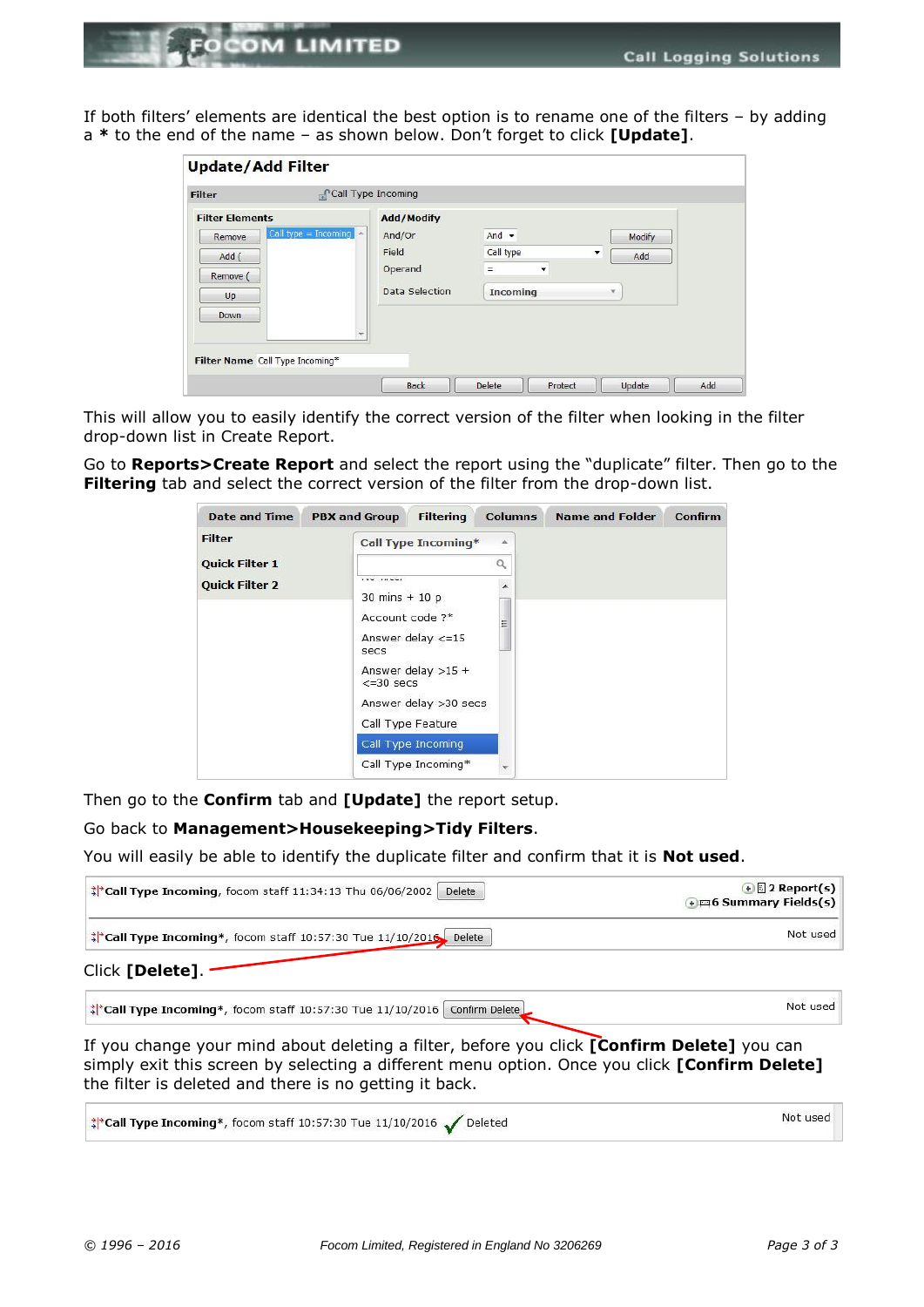If both filters' elements are identical the best option is to rename one of the filters – by adding a * to the end of the name – as shown below. Don't forget to click **[Update]**.

This will allow you to easily identify the correct version of the filter when looking in the filter drop-down list in Create Report.

Go to **Reports>Create Report** and select the report using the "duplicate" filter. Then go to the **Filtering** tab and select the correct version of the filter from the drop-down list.

Then go to the **Confirm** tab and **[Update]** the report setup.

Go back to **Management>Housekeeping>Tidy Filters**.

You will easily be able to identify the duplicate filter and confirm that it is **Not used**.

Click **[Delete]**.

If you change your mind about deleting a filter, before you click **[Confirm Delete]** you can simply exit this screen by selecting a different menu option. Once you click **[Confirm Delete]** the filter is deleted and there is no getting it back.